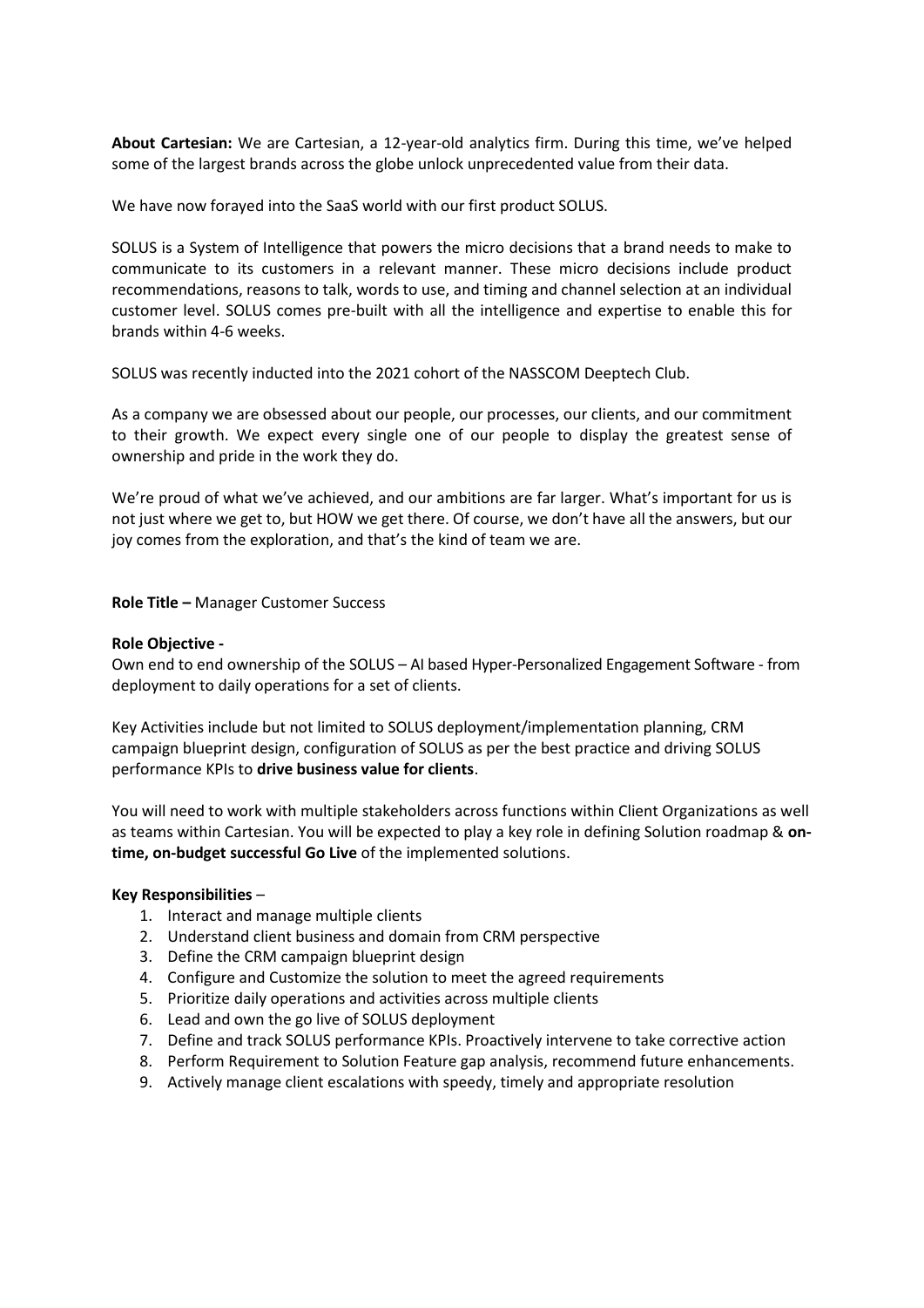**About Cartesian:** We are Cartesian, a 12-year-old analytics firm. During this time, we've helped some of the largest brands across the globe unlock unprecedented value from their data.

We have now forayed into the SaaS world with our first product SOLUS.

SOLUS is a System of Intelligence that powers the micro decisions that a brand needs to make to communicate to its customers in a relevant manner. These micro decisions include product recommendations, reasons to talk, words to use, and timing and channel selection at an individual customer level. SOLUS comes pre-built with all the intelligence and expertise to enable this for brands within 4-6 weeks.

SOLUS was recently inducted into the 2021 cohort of the NASSCOM Deeptech Club.

As a company we are obsessed about our people, our processes, our clients, and our commitment to their growth. We expect every single one of our people to display the greatest sense of ownership and pride in the work they do.

We're proud of what we've achieved, and our ambitions are far larger. What's important for us is not just where we get to, but HOW we get there. Of course, we don't have all the answers, but our joy comes from the exploration, and that's the kind of team we are.

**Role Title –** Manager Customer Success

**Role Objective -**

Own end to end ownership of the SOLUS – AI based Hyper-Personalized Engagement Software - from deployment to daily operations for a set of clients.

Key Activities include but not limited to SOLUS deployment/implementation planning, CRM campaign blueprint design, configuration of SOLUS as per the best practice and driving SOLUS performance KPIs to **drive business value for clients**.

You will need to work with multiple stakeholders across functions within Client Organizations as well as teams within Cartesian. You will be expected to play a key role in defining Solution roadmap & **on-time, on-budget successful Go Live** of the implemented solutions.

**Key Responsibilities** –

1. Interact and manage multiple clients
2. Understand client business and domain from CRM perspective
3. Define the CRM campaign blueprint design
4. Configure and Customize the solution to meet the agreed requirements
5. Prioritize daily operations and activities across multiple clients
6. Lead and own the go live of SOLUS deployment
7. Define and track SOLUS performance KPIs. Proactively intervene to take corrective action
8. Perform Requirement to Solution Feature gap analysis, recommend future enhancements.
9. Actively manage client escalations with speedy, timely and appropriate resolution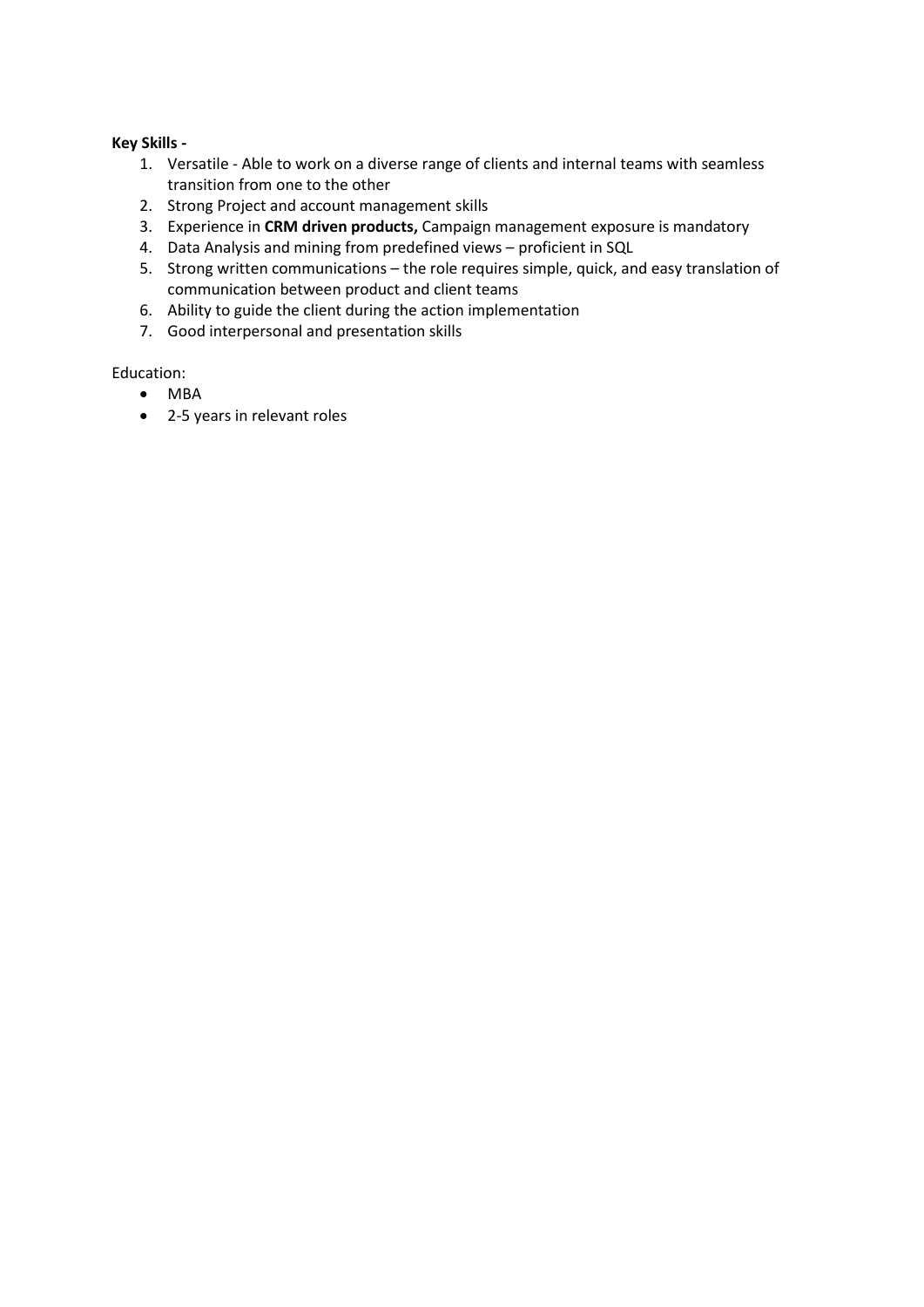**Key Skills -**

1. Versatile - Able to work on a diverse range of clients and internal teams with seamless transition from one to the other
2. Strong Project and account management skills
3. Experience in **CRM driven products,** Campaign management exposure is mandatory
4. Data Analysis and mining from predefined views – proficient in SQL
5. Strong written communications – the role requires simple, quick, and easy translation of communication between product and client teams
6. Ability to guide the client during the action implementation
7. Good interpersonal and presentation skills

Education:

- MBA
- 2-5 years in relevant roles